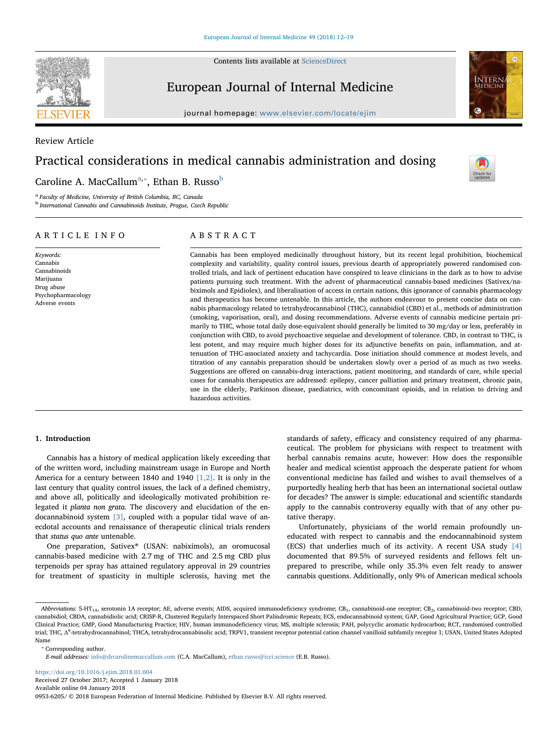Review Article

# Practical considerations in medical cannabis administration and dosing

Caroline A. MacCallum[a,*], Ethan B. Russo[b]

[a] Faculty of Medicine, University of British Columbia, BC, Canada
[b] International Cannabis and Cannabinoids Institute, Prague, Czech Republic

## ARTICLE INFO

*Keywords:*
Cannabis
Cannabinoids
Marijuana
Drug abuse
Psychopharmacology
Adverse events

## ABSTRACT

Cannabis has been employed medicinally throughout history, but its recent legal prohibition, biochemical complexity and variability, quality control issues, previous dearth of appropriately powered randomised controlled trials, and lack of pertinent education have conspired to leave clinicians in the dark as to how to advise patients pursuing such treatment. With the advent of pharmaceutical cannabis-based medicines (Sativex/nabiximols and Epidiolex), and liberalisation of access in certain nations, this ignorance of cannabis pharmacology and therapeutics has become untenable. In this article, the authors endeavour to present concise data on cannabis pharmacology related to tetrahydrocannabinol (THC), cannabidiol (CBD) et al., methods of administration (smoking, vaporisation, oral), and dosing recommendations. Adverse events of cannabis medicine pertain primarily to THC, whose total daily dose-equivalent should generally be limited to 30 mg/day or less, preferably in conjunction with CBD, to avoid psychoactive sequelae and development of tolerance. CBD, in contrast to THC, is less potent, and may require much higher doses for its adjunctive benefits on pain, inflammation, and attenuation of THC-associated anxiety and tachycardia. Dose initiation should commence at modest levels, and titration of any cannabis preparation should be undertaken slowly over a period of as much as two weeks. Suggestions are offered on cannabis-drug interactions, patient monitoring, and standards of care, while special cases for cannabis therapeutics are addressed: epilepsy, cancer palliation and primary treatment, chronic pain, use in the elderly, Parkinson disease, paediatrics, with concomitant opioids, and in relation to driving and hazardous activities.

## 1. Introduction

Cannabis has a history of medical application likely exceeding that of the written word, including mainstream usage in Europe and North America for a century between 1840 and 1940 [1,2]. It is only in the last century that quality control issues, the lack of a defined chemistry, and above all, politically and ideologically motivated prohibition relegated it *planta non grata*. The discovery and elucidation of the endocannabinoid system [3], coupled with a popular tidal wave of anecdotal accounts and renaissance of therapeutic clinical trials renders that *status quo ante* untenable.

One preparation, Sativex® (USAN: nabiximols), an oromucosal cannabis-based medicine with 2.7 mg of THC and 2.5 mg CBD plus terpenoids per spray has attained regulatory approval in 29 countries for treatment of spasticity in multiple sclerosis, having met the standards of safety, efficacy and consistency required of any pharmaceutical. The problem for physicians with respect to treatment with herbal cannabis remains acute, however: How does the responsible healer and medical scientist approach the desperate patient for whom conventional medicine has failed and wishes to avail themselves of a purportedly healing herb that has been an international societal outlaw for decades? The answer is simple: educational and scientific standards apply to the cannabis controversy equally with that of any other putative therapy.

Unfortunately, physicians of the world remain profoundly uneducated with respect to cannabis and the endocannabinoid system (ECS) that underlies much of its activity. A recent USA study [4] documented that 89.5% of surveyed residents and fellows felt unprepared to prescribe, while only 35.3% even felt ready to answer cannabis questions. Additionally, only 9% of American medical schools

---

*Abbreviations:* 5-$HT_{1A}$, serotonin 1A receptor; AE, adverse events; AIDS, acquired immunodeficiency syndrome; $CB_1$, cannabinoid-one receptor; $CB_2$, cannabinoid-two receptor; CBD, cannabidiol; CBDA, cannabidiolic acid; CRISP-R, Clustered Regularly Interspaced Short Palindromic Repeats; ECS, endocannabinoid system; GAP, Good Agricultural Practice; GCP, Good Clinical Practice; GMP, Good Manufacturing Practice; HIV, human immunodeficiency virus; MS, multiple sclerosis; PAH, polycyclic aromatic hydrocarbon; RCT, randomised controlled trial; THC, $\Delta^9$-tetrahydrocannabinol; THCA, tetrahydrocannabinolic acid; TRPV1, transient receptor potential cation channel vanilloid subfamily receptor 1; USAN, United States Adopted Name

\* Corresponding author.
*E-mail addresses:* info@drcarolinemaccallum.com (C.A. MacCallum), ethan.russo@icci.science (E.B. Russo).

https://doi.org/10.1016/j.ejim.2018.01.004
Received 27 October 2017; Accepted 1 January 2018
Available online 04 January 2018
0953-6205/ © 2018 European Federation of Internal Medicine. Published by Elsevier B.V. All rights reserved.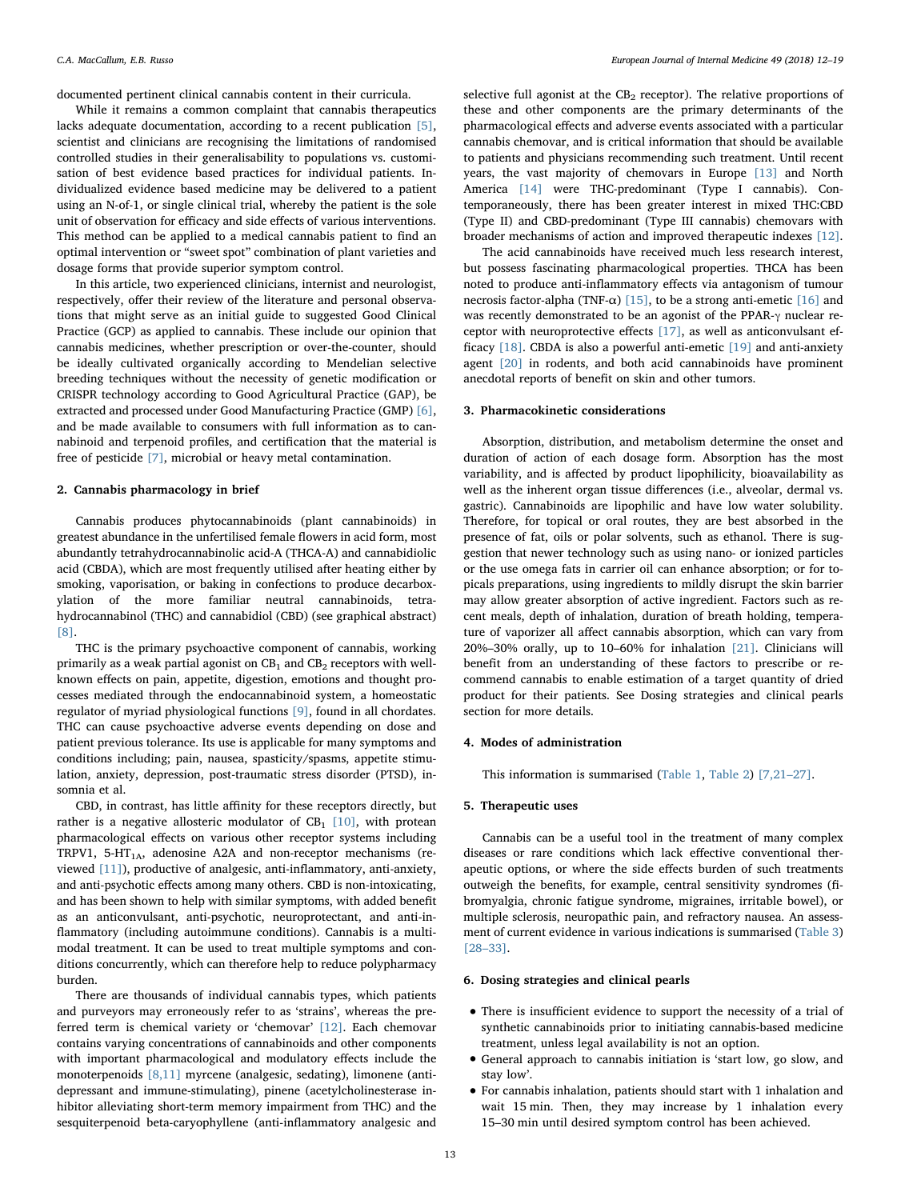documented pertinent clinical cannabis content in their curricula.

While it remains a common complaint that cannabis therapeutics lacks adequate documentation, according to a recent publication [5], scientist and clinicians are recognising the limitations of randomised controlled studies in their generalisability to populations vs. customisation of best evidence based practices for individual patients. Individualized evidence based medicine may be delivered to a patient using an N-of-1, or single clinical trial, whereby the patient is the sole unit of observation for efficacy and side effects of various interventions. This method can be applied to a medical cannabis patient to find an optimal intervention or "sweet spot" combination of plant varieties and dosage forms that provide superior symptom control.

In this article, two experienced clinicians, internist and neurologist, respectively, offer their review of the literature and personal observations that might serve as an initial guide to suggested Good Clinical Practice (GCP) as applied to cannabis. These include our opinion that cannabis medicines, whether prescription or over-the-counter, should be ideally cultivated organically according to Mendelian selective breeding techniques without the necessity of genetic modification or CRISPR technology according to Good Agricultural Practice (GAP), be extracted and processed under Good Manufacturing Practice (GMP) [6], and be made available to consumers with full information as to cannabinoid and terpenoid profiles, and certification that the material is free of pesticide [7], microbial or heavy metal contamination.

## 2. Cannabis pharmacology in brief

Cannabis produces phytocannabinoids (plant cannabinoids) in greatest abundance in the unfertilised female flowers in acid form, most abundantly tetrahydrocannabinolic acid-A (THCA-A) and cannabidiolic acid (CBDA), which are most frequently utilised after heating either by smoking, vaporisation, or baking in confections to produce decarboxylation of the more familiar neutral cannabinoids, tetrahydrocannabinol (THC) and cannabidiol (CBD) (see graphical abstract) [8].

THC is the primary psychoactive component of cannabis, working primarily as a weak partial agonist on $CB_1$ and $CB_2$ receptors with well-known effects on pain, appetite, digestion, emotions and thought processes mediated through the endocannabinoid system, a homeostatic regulator of myriad physiological functions [9], found in all chordates. THC can cause psychoactive adverse events depending on dose and patient previous tolerance. Its use is applicable for many symptoms and conditions including; pain, nausea, spasticity/spasms, appetite stimulation, anxiety, depression, post-traumatic stress disorder (PTSD), insomnia et al.

CBD, in contrast, has little affinity for these receptors directly, but rather is a negative allosteric modulator of $CB_1$ [10], with protean pharmacological effects on various other receptor systems including TRPV1, $5\text{-}HT_{1A}$, adenosine A2A and non-receptor mechanisms (reviewed [11]), productive of analgesic, anti-inflammatory, anti-anxiety, and anti-psychotic effects among many others. CBD is non-intoxicating, and has been shown to help with similar symptoms, with added benefit as an anticonvulsant, anti-psychotic, neuroprotectant, and anti-inflammatory (including autoimmune conditions). Cannabis is a multimodal treatment. It can be used to treat multiple symptoms and conditions concurrently, which can therefore help to reduce polypharmacy burden.

There are thousands of individual cannabis types, which patients and purveyors may erroneously refer to as 'strains', whereas the preferred term is chemical variety or 'chemovar' [12]. Each chemovar contains varying concentrations of cannabinoids and other components with important pharmacological and modulatory effects include the monoterpenoids [8,11] myrcene (analgesic, sedating), limonene (antidepressant and immune-stimulating), pinene (acetylcholinesterase inhibitor alleviating short-term memory impairment from THC) and the sesquiterpenoid beta-caryophyllene (anti-inflammatory analgesic and selective full agonist at the $CB_2$ receptor). The relative proportions of these and other components are the primary determinants of the pharmacological effects and adverse events associated with a particular cannabis chemovar, and is critical information that should be available to patients and physicians recommending such treatment. Until recent years, the vast majority of chemovars in Europe [13] and North America [14] were THC-predominant (Type I cannabis). Contemporaneously, there has been greater interest in mixed THC:CBD (Type II) and CBD-predominant (Type III cannabis) chemovars with broader mechanisms of action and improved therapeutic indexes [12].

The acid cannabinoids have received much less research interest, but possess fascinating pharmacological properties. THCA has been noted to produce anti-inflammatory effects via antagonism of tumour necrosis factor-alpha (TNF-$\alpha$) [15], to be a strong anti-emetic [16] and was recently demonstrated to be an agonist of the PPAR-$\gamma$ nuclear receptor with neuroprotective effects [17], as well as anticonvulsant efficacy [18]. CBDA is also a powerful anti-emetic [19] and anti-anxiety agent [20] in rodents, and both acid cannabinoids have prominent anecdotal reports of benefit on skin and other tumors.

## 3. Pharmacokinetic considerations

Absorption, distribution, and metabolism determine the onset and duration of action of each dosage form. Absorption has the most variability, and is affected by product lipophilicity, bioavailability as well as the inherent organ tissue differences (i.e., alveolar, dermal vs. gastric). Cannabinoids are lipophilic and have low water solubility. Therefore, for topical or oral routes, they are best absorbed in the presence of fat, oils or polar solvents, such as ethanol. There is suggestion that newer technology such as using nano- or ionized particles or the use omega fats in carrier oil can enhance absorption; or for topicals preparations, using ingredients to mildly disrupt the skin barrier may allow greater absorption of active ingredient. Factors such as recent meals, depth of inhalation, duration of breath holding, temperature of vaporizer all affect cannabis absorption, which can vary from 20%–30% orally, up to 10–60% for inhalation [21]. Clinicians will benefit from an understanding of these factors to prescribe or recommend cannabis to enable estimation of a target quantity of dried product for their patients. See Dosing strategies and clinical pearls section for more details.

## 4. Modes of administration

This information is summarised (Table 1, Table 2) [7,21–27].

## 5. Therapeutic uses

Cannabis can be a useful tool in the treatment of many complex diseases or rare conditions which lack effective conventional therapeutic options, or where the side effects burden of such treatments outweigh the benefits, for example, central sensitivity syndromes (fibromyalgia, chronic fatigue syndrome, migraines, irritable bowel), or multiple sclerosis, neuropathic pain, and refractory nausea. An assessment of current evidence in various indications is summarised (Table 3) [28–33].

## 6. Dosing strategies and clinical pearls

- There is insufficient evidence to support the necessity of a trial of synthetic cannabinoids prior to initiating cannabis-based medicine treatment, unless legal availability is not an option.
- General approach to cannabis initiation is 'start low, go slow, and stay low'.
- For cannabis inhalation, patients should start with 1 inhalation and wait 15 min. Then, they may increase by 1 inhalation every 15–30 min until desired symptom control has been achieved.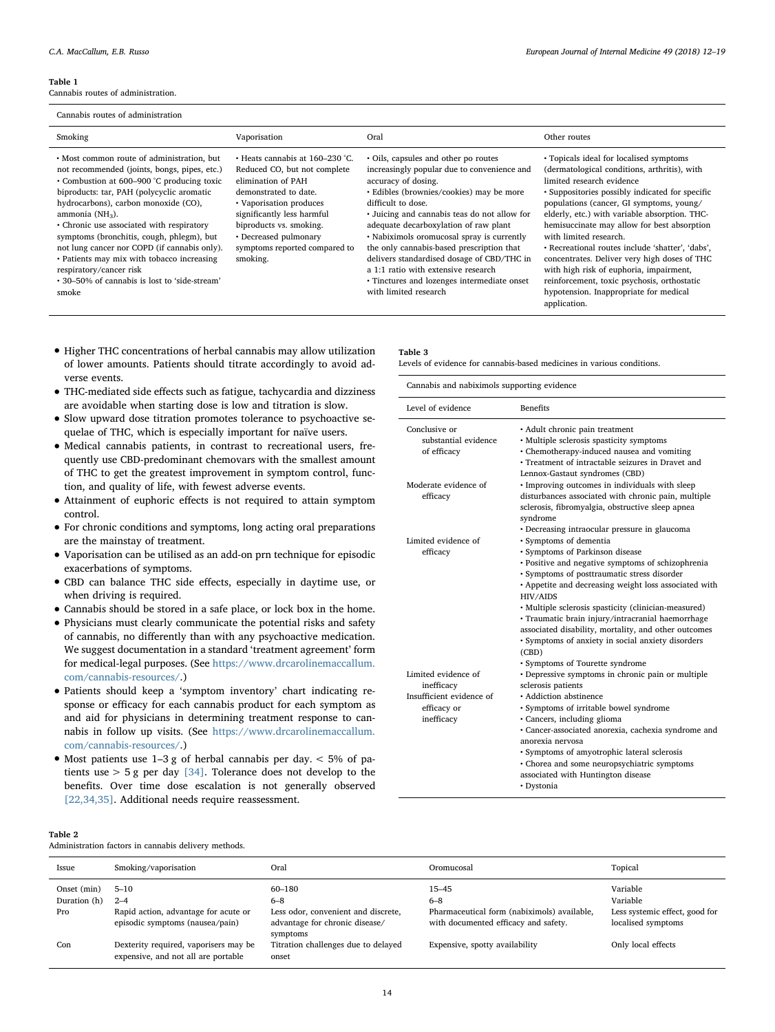**Table 1**
Cannabis routes of administration.

| Cannabis routes of administration | | | |
|---|---|---|---|
| Smoking | Vaporisation | Oral | Other routes |
| • Most common route of administration, but not recommended (joints, bongs, pipes, etc.)<br>• Combustion at 600–900 °C producing toxic biproducts: tar, PAH (polycyclic aromatic hydrocarbons), carbon monoxide (CO), ammonia ($NH_3$).<br>• Chronic use associated with respiratory symptoms (bronchitis, cough, phlegm), but not lung cancer nor COPD (if cannabis only).<br>• Patients may mix with tobacco increasing respiratory/cancer risk<br>• 30–50% of cannabis is lost to 'side-stream' smoke | • Heats cannabis at 160–230 °C. Reduced CO, but not complete elimination of PAH demonstrated to date.<br>• Vaporisation produces significantly less harmful biproducts vs. smoking.<br>• Decreased pulmonary symptoms reported compared to smoking. | • Oils, capsules and other po routes increasingly popular due to convenience and accuracy of dosing.<br>• Edibles (brownies/cookies) may be more difficult to dose.<br>• Juicing and cannabis teas do not allow for adequate decarboxylation of raw plant<br>• Nabiximols oromucosal spray is currently the only cannabis-based prescription that delivers standardised dosage of CBD/THC in a 1:1 ratio with extensive research<br>• Tinctures and lozenges intermediate onset with limited research | • Topicals ideal for localised symptoms (dermatological conditions, arthritis), with limited research evidence<br>• Suppositories possibly indicated for specific populations (cancer, GI symptoms, young/elderly, etc.) with variable absorption. THC-hemisuccinate may allow for best absorption with limited research.<br>• Recreational routes include 'shatter', 'dabs', concentrates. Deliver very high doses of THC with high risk of euphoria, impairment, reinforcement, toxic psychosis, orthostatic hypotension. Inappropriate for medical application. |

- Higher THC concentrations of herbal cannabis may allow utilization of lower amounts. Patients should titrate accordingly to avoid adverse events.
- THC-mediated side effects such as fatigue, tachycardia and dizziness are avoidable when starting dose is low and titration is slow.
- Slow upward dose titration promotes tolerance to psychoactive sequelae of THC, which is especially important for naïve users.
- Medical cannabis patients, in contrast to recreational users, frequently use CBD-predominant chemovars with the smallest amount of THC to get the greatest improvement in symptom control, function, and quality of life, with fewest adverse events.
- Attainment of euphoric effects is not required to attain symptom control.
- For chronic conditions and symptoms, long acting oral preparations are the mainstay of treatment.
- Vaporisation can be utilised as an add-on prn technique for episodic exacerbations of symptoms.
- CBD can balance THC side effects, especially in daytime use, or when driving is required.
- Cannabis should be stored in a safe place, or lock box in the home.
- Physicians must clearly communicate the potential risks and safety of cannabis, no differently than with any psychoactive medication. We suggest documentation in a standard 'treatment agreement' form for medical-legal purposes. (See https://www.drcarolinemaccallum.com/cannabis-resources/.)
- Patients should keep a 'symptom inventory' chart indicating response or efficacy for each cannabis product for each symptom as and aid for physicians in determining treatment response to cannabis in follow up visits. (See https://www.drcarolinemaccallum.com/cannabis-resources/.)
- Most patients use 1–3 g of herbal cannabis per day. < 5% of patients use > 5 g per day [34]. Tolerance does not develop to the benefits. Over time dose escalation is not generally observed [22,34,35]. Additional needs require reassessment.

**Table 3**
Levels of evidence for cannabis-based medicines in various conditions.

| Cannabis and nabiximols supporting evidence | |
|---|---|
| Level of evidence | Benefits |
| Conclusive or substantial evidence of efficacy | • Adult chronic pain treatment<br>• Multiple sclerosis spasticity symptoms<br>• Chemotherapy-induced nausea and vomiting<br>• Treatment of intractable seizures in Dravet and Lennox-Gastaut syndromes (CBD) |
| Moderate evidence of efficacy | • Improving outcomes in individuals with sleep disturbances associated with chronic pain, multiple sclerosis, fibromyalgia, obstructive sleep apnea syndrome<br>• Decreasing intraocular pressure in glaucoma |
| Limited evidence of efficacy | • Symptoms of dementia<br>• Symptoms of Parkinson disease<br>• Positive and negative symptoms of schizophrenia<br>• Symptoms of posttraumatic stress disorder<br>• Appetite and decreasing weight loss associated with HIV/AIDS<br>• Multiple sclerosis spasticity (clinician-measured)<br>• Traumatic brain injury/intracranial haemorrhage associated disability, mortality, and other outcomes<br>• Symptoms of anxiety in social anxiety disorders (CBD)<br>• Symptoms of Tourette syndrome |
| Limited evidence of inefficacy | • Depressive symptoms in chronic pain or multiple sclerosis patients |
| Insufficient evidence of efficacy or inefficacy | • Addiction abstinence<br>• Symptoms of irritable bowel syndrome<br>• Cancers, including glioma<br>• Cancer-associated anorexia, cachexia syndrome and anorexia nervosa<br>• Symptoms of amyotrophic lateral sclerosis<br>• Chorea and some neuropsychiatric symptoms associated with Huntington disease<br>• Dystonia |

**Table 2**
Administration factors in cannabis delivery methods.

| Issue | Smoking/vaporisation | Oral | Oromucosal | Topical |
|---|---|---|---|---|
| Onset (min) | 5–10 | 60–180 | 15–45 | Variable |
| Duration (h) | 2–4 | 6–8 | 6–8 | Variable |
| Pro | Rapid action, advantage for acute or episodic symptoms (nausea/pain) | Less odor, convenient and discrete, advantage for chronic disease/symptoms | Pharmaceutical form (nabiximols) available, with documented efficacy and safety. | Less systemic effect, good for localised symptoms |
| Con | Dexterity required, vaporisers may be expensive, and not all are portable | Titration challenges due to delayed onset | Expensive, spotty availability | Only local effects |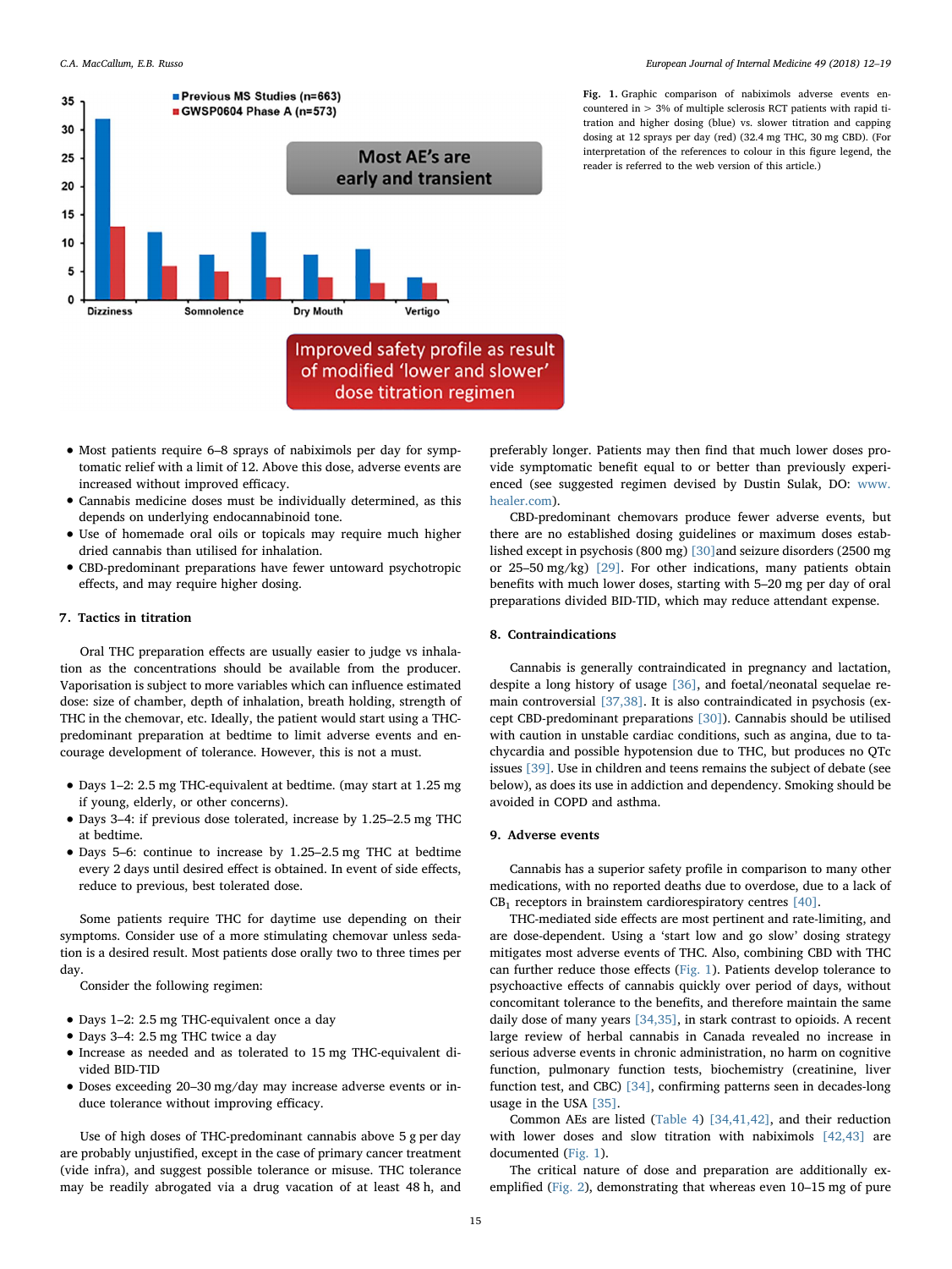Previous MS Studies (n=663)
GWSP0604 Phase A (n=573)

35
30
25
20
15
10
5
0

Dizziness
Somnolence
Dry Mouth
Vertigo

Most AE's are early and transient

Improved safety profile as result of modified 'lower and slower' dose titration regimen

**Fig. 1.** Graphic comparison of nabiximols adverse events encountered in > 3% of multiple sclerosis RCT patients with rapid titration and higher dosing (blue) vs. slower titration and capping dosing at 12 sprays per day (red) (32.4 mg THC, 30 mg CBD). (For interpretation of the references to colour in this figure legend, the reader is referred to the web version of this article.)

- Most patients require 6–8 sprays of nabiximols per day for symptomatic relief with a limit of 12. Above this dose, adverse events are increased without improved efficacy.
- Cannabis medicine doses must be individually determined, as this depends on underlying endocannabinoid tone.
- Use of homemade oral oils or topicals may require much higher dried cannabis than utilised for inhalation.
- CBD-predominant preparations have fewer untoward psychotropic effects, and may require higher dosing.

## 7. Tactics in titration

Oral THC preparation effects are usually easier to judge vs inhalation as the concentrations should be available from the producer. Vaporisation is subject to more variables which can influence estimated dose: size of chamber, depth of inhalation, breath holding, strength of THC in the chemovar, etc. Ideally, the patient would start using a THC-predominant preparation at bedtime to limit adverse events and encourage development of tolerance. However, this is not a must.

- Days 1–2: 2.5 mg THC-equivalent at bedtime. (may start at 1.25 mg if young, elderly, or other concerns).
- Days 3–4: if previous dose tolerated, increase by 1.25–2.5 mg THC at bedtime.
- Days 5–6: continue to increase by 1.25–2.5 mg THC at bedtime every 2 days until desired effect is obtained. In event of side effects, reduce to previous, best tolerated dose.

Some patients require THC for daytime use depending on their symptoms. Consider use of a more stimulating chemovar unless sedation is a desired result. Most patients dose orally two to three times per day.

Consider the following regimen:

- Days 1–2: 2.5 mg THC-equivalent once a day
- Days 3–4: 2.5 mg THC twice a day
- Increase as needed and as tolerated to 15 mg THC-equivalent divided BID-TID
- Doses exceeding 20–30 mg/day may increase adverse events or induce tolerance without improving efficacy.

Use of high doses of THC-predominant cannabis above 5 g per day are probably unjustified, except in the case of primary cancer treatment (vide infra), and suggest possible tolerance or misuse. THC tolerance may be readily abrogated via a drug vacation of at least 48 h, and preferably longer. Patients may then find that much lower doses provide symptomatic benefit equal to or better than previously experienced (see suggested regimen devised by Dustin Sulak, DO: www.healer.com).

CBD-predominant chemovars produce fewer adverse events, but there are no established dosing guidelines or maximum doses established except in psychosis (800 mg) [30]and seizure disorders (2500 mg or 25–50 mg/kg) [29]. For other indications, many patients obtain benefits with much lower doses, starting with 5–20 mg per day of oral preparations divided BID-TID, which may reduce attendant expense.

## 8. Contraindications

Cannabis is generally contraindicated in pregnancy and lactation, despite a long history of usage [36], and foetal/neonatal sequelae remain controversial [37,38]. It is also contraindicated in psychosis (except CBD-predominant preparations [30]). Cannabis should be utilised with caution in unstable cardiac conditions, such as angina, due to tachycardia and possible hypotension due to THC, but produces no QTc issues [39]. Use in children and teens remains the subject of debate (see below), as does its use in addiction and dependency. Smoking should be avoided in COPD and asthma.

## 9. Adverse events

Cannabis has a superior safety profile in comparison to many other medications, with no reported deaths due to overdose, due to a lack of $CB_1$ receptors in brainstem cardiorespiratory centres [40].

THC-mediated side effects are most pertinent and rate-limiting, and are dose-dependent. Using a 'start low and go slow' dosing strategy mitigates most adverse events of THC. Also, combining CBD with THC can further reduce those effects (Fig. 1). Patients develop tolerance to psychoactive effects of cannabis quickly over period of days, without concomitant tolerance to the benefits, and therefore maintain the same daily dose of many years [34,35], in stark contrast to opioids. A recent large review of herbal cannabis in Canada revealed no increase in serious adverse events in chronic administration, no harm on cognitive function, pulmonary function tests, biochemistry (creatinine, liver function test, and CBC) [34], confirming patterns seen in decades-long usage in the USA [35].

Common AEs are listed (Table 4) [34,41,42], and their reduction with lower doses and slow titration with nabiximols [42,43] are documented (Fig. 1).

The critical nature of dose and preparation are additionally exemplified (Fig. 2), demonstrating that whereas even 10–15 mg of pure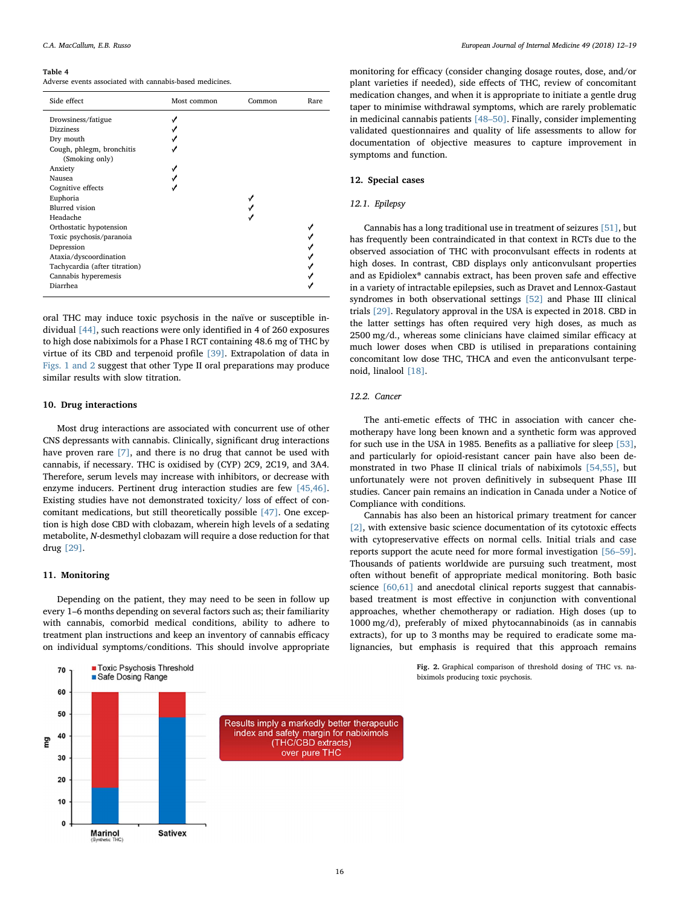**Table 4**
Adverse events associated with cannabis-based medicines.

| Side effect | Most common | Common | Rare |
|---|---|---|---|
| Drowsiness/fatigue | ✓ | | |
| Dizziness | ✓ | | |
| Dry mouth | ✓ | | |
| Cough, phlegm, bronchitis (Smoking only) | ✓ | | |
| Anxiety | ✓ | | |
| Nausea | ✓ | | |
| Cognitive effects | ✓ | | |
| Euphoria | | ✓ | |
| Blurred vision | | ✓ | |
| Headache | | ✓ | |
| Orthostatic hypotension | | | ✓ |
| Toxic psychosis/paranoia | | | ✓ |
| Depression | | | ✓ |
| Ataxia/dyscoordination | | | ✓ |
| Tachycardia (after titration) | | | ✓ |
| Cannabis hyperemesis | | | ✓ |
| Diarrhea | | | ✓ |

oral THC may induce toxic psychosis in the naïve or susceptible individual [44], such reactions were only identified in 4 of 260 exposures to high dose nabiximols for a Phase I RCT containing 48.6 mg of THC by virtue of its CBD and terpenoid profile [39]. Extrapolation of data in Figs. 1 and 2 suggest that other Type II oral preparations may produce similar results with slow titration.

## 10. Drug interactions

Most drug interactions are associated with concurrent use of other CNS depressants with cannabis. Clinically, significant drug interactions have proven rare [7], and there is no drug that cannot be used with cannabis, if necessary. THC is oxidised by (CYP) 2C9, 2C19, and 3A4. Therefore, serum levels may increase with inhibitors, or decrease with enzyme inducers. Pertinent drug interaction studies are few [45,46]. Existing studies have not demonstrated toxicity/ loss of effect of concomitant medications, but still theoretically possible [47]. One exception is high dose CBD with clobazam, wherein high levels of a sedating metabolite, *N*-desmethyl clobazam will require a dose reduction for that drug [29].

## 11. Monitoring

Depending on the patient, they may need to be seen in follow up every 1–6 months depending on several factors such as; their familiarity with cannabis, comorbid medical conditions, ability to adhere to treatment plan instructions and keep an inventory of cannabis efficacy on individual symptoms/conditions. This should involve appropriate monitoring for efficacy (consider changing dosage routes, dose, and/or plant varieties if needed), side effects of THC, review of concomitant medication changes, and when it is appropriate to initiate a gentle drug taper to minimise withdrawal symptoms, which are rarely problematic in medicinal cannabis patients [48–50]. Finally, consider implementing validated questionnaires and quality of life assessments to allow for documentation of objective measures to capture improvement in symptoms and function.

## 12. Special cases

### 12.1. Epilepsy

Cannabis has a long traditional use in treatment of seizures [51], but has frequently been contraindicated in that context in RCTs due to the observed association of THC with proconvulsant effects in rodents at high doses. In contrast, CBD displays only anticonvulsant properties and as Epidiolex® cannabis extract, has been proven safe and effective in a variety of intractable epilepsies, such as Dravet and Lennox-Gastaut syndromes in both observational settings [52] and Phase III clinical trials [29]. Regulatory approval in the USA is expected in 2018. CBD in the latter settings has often required very high doses, as much as 2500 mg/d., whereas some clinicians have claimed similar efficacy at much lower doses when CBD is utilised in preparations containing concomitant low dose THC, THCA and even the anticonvulsant terpenoid, linalool [18].

### 12.2. Cancer

The anti-emetic effects of THC in association with cancer chemotherapy have long been known and a synthetic form was approved for such use in the USA in 1985. Benefits as a palliative for sleep [53], and particularly for opioid-resistant cancer pain have also been demonstrated in two Phase II clinical trials of nabiximols [54,55], but unfortunately were not proven definitively in subsequent Phase III studies. Cancer pain remains an indication in Canada under a Notice of Compliance with conditions.

Cannabis has also been an historical primary treatment for cancer [2], with extensive basic science documentation of its cytotoxic effects with cytopreservative effects on normal cells. Initial trials and case reports support the acute need for more formal investigation [56–59]. Thousands of patients worldwide are pursuing such treatment, most often without benefit of appropriate medical monitoring. Both basic science [60,61] and anecdotal clinical reports suggest that cannabis-based treatment is most effective in conjunction with conventional approaches, whether chemotherapy or radiation. High doses (up to 1000 mg/d), preferably of mixed phytocannabinoids (as in cannabis extracts), for up to 3 months may be required to eradicate some malignancies, but emphasis is required that this approach remains

Toxic Psychosis Threshold
Safe Dosing Range
mg
0
10
20
30
40
50
60
70
Marinol
(Synthetic THC)
Sativex

Results imply a markedly better therapeutic index and safety margin for nabiximols (THC/CBD extracts) over pure THC

**Fig. 2.** Graphical comparison of threshold dosing of THC vs. nabiximols producing toxic psychosis.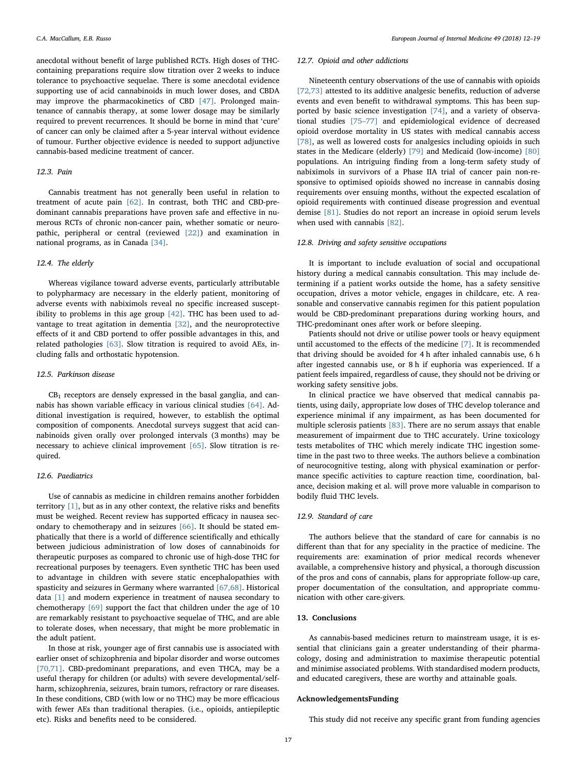anecdotal without benefit of large published RCTs. High doses of THC-containing preparations require slow titration over 2 weeks to induce tolerance to psychoactive sequelae. There is some anecdotal evidence supporting use of acid cannabinoids in much lower doses, and CBDA may improve the pharmacokinetics of CBD [47]. Prolonged maintenance of cannabis therapy, at some lower dosage may be similarly required to prevent recurrences. It should be borne in mind that 'cure' of cancer can only be claimed after a 5-year interval without evidence of tumour. Further objective evidence is needed to support adjunctive cannabis-based medicine treatment of cancer.

### 12.3. Pain

Cannabis treatment has not generally been useful in relation to treatment of acute pain [62]. In contrast, both THC and CBD-predominant cannabis preparations have proven safe and effective in numerous RCTs of chronic non-cancer pain, whether somatic or neuropathic, peripheral or central (reviewed [22]) and examination in national programs, as in Canada [34].

### 12.4. The elderly

Whereas vigilance toward adverse events, particularly attributable to polypharmacy are necessary in the elderly patient, monitoring of adverse events with nabiximols reveal no specific increased susceptibility to problems in this age group [42]. THC has been used to advantage to treat agitation in dementia [32], and the neuroprotective effects of it and CBD portend to offer possible advantages in this, and related pathologies [63]. Slow titration is required to avoid AEs, including falls and orthostatic hypotension.

### 12.5. Parkinson disease

$CB_1$ receptors are densely expressed in the basal ganglia, and cannabis has shown variable efficacy in various clinical studies [64]. Additional investigation is required, however, to establish the optimal composition of components. Anecdotal surveys suggest that acid cannabinoids given orally over prolonged intervals (3 months) may be necessary to achieve clinical improvement [65]. Slow titration is required.

### 12.6. Paediatrics

Use of cannabis as medicine in children remains another forbidden territory [1], but as in any other context, the relative risks and benefits must be weighed. Recent review has supported efficacy in nausea secondary to chemotherapy and in seizures [66]. It should be stated emphatically that there is a world of difference scientifically and ethically between judicious administration of low doses of cannabinoids for therapeutic purposes as compared to chronic use of high-dose THC for recreational purposes by teenagers. Even synthetic THC has been used to advantage in children with severe static encephalopathies with spasticity and seizures in Germany where warranted [67,68]. Historical data [1] and modern experience in treatment of nausea secondary to chemotherapy [69] support the fact that children under the age of 10 are remarkably resistant to psychoactive sequelae of THC, and are able to tolerate doses, when necessary, that might be more problematic in the adult patient.

In those at risk, younger age of first cannabis use is associated with earlier onset of schizophrenia and bipolar disorder and worse outcomes [70,71]. CBD-predominant preparations, and even THCA, may be a useful therapy for children (or adults) with severe developmental/self-harm, schizophrenia, seizures, brain tumors, refractory or rare diseases. In these conditions, CBD (with low or no THC) may be more efficacious with fewer AEs than traditional therapies. (i.e., opioids, antiepileptic etc). Risks and benefits need to be considered.

### 12.7. Opioid and other addictions

Nineteenth century observations of the use of cannabis with opioids [72,73] attested to its additive analgesic benefits, reduction of adverse events and even benefit to withdrawal symptoms. This has been supported by basic science investigation [74], and a variety of observational studies [75–77] and epidemiological evidence of decreased opioid overdose mortality in US states with medical cannabis access [78], as well as lowered costs for analgesics including opioids in such states in the Medicare (elderly) [79] and Medicaid (low-income) [80] populations. An intriguing finding from a long-term safety study of nabiximols in survivors of a Phase IIA trial of cancer pain non-responsive to optimised opioids showed no increase in cannabis dosing requirements over ensuing months, without the expected escalation of opioid requirements with continued disease progression and eventual demise [81]. Studies do not report an increase in opioid serum levels when used with cannabis [82].

### 12.8. Driving and safety sensitive occupations

It is important to include evaluation of social and occupational history during a medical cannabis consultation. This may include determining if a patient works outside the home, has a safety sensitive occupation, drives a motor vehicle, engages in childcare, etc. A reasonable and conservative cannabis regimen for this patient population would be CBD-predominant preparations during working hours, and THC-predominant ones after work or before sleeping.

Patients should not drive or utilise power tools or heavy equipment until accustomed to the effects of the medicine [7]. It is recommended that driving should be avoided for 4 h after inhaled cannabis use, 6 h after ingested cannabis use, or 8 h if euphoria was experienced. If a patient feels impaired, regardless of cause, they should not be driving or working safety sensitive jobs.

In clinical practice we have observed that medical cannabis patients, using daily, appropriate low doses of THC develop tolerance and experience minimal if any impairment, as has been documented for multiple sclerosis patients [83]. There are no serum assays that enable measurement of impairment due to THC accurately. Urine toxicology tests metabolites of THC which merely indicate THC ingestion sometime in the past two to three weeks. The authors believe a combination of neurocognitive testing, along with physical examination or performance specific activities to capture reaction time, coordination, balance, decision making et al. will prove more valuable in comparison to bodily fluid THC levels.

### 12.9. Standard of care

The authors believe that the standard of care for cannabis is no different than that for any speciality in the practice of medicine. The requirements are: examination of prior medical records whenever available, a comprehensive history and physical, a thorough discussion of the pros and cons of cannabis, plans for appropriate follow-up care, proper documentation of the consultation, and appropriate communication with other care-givers.

## 13. Conclusions

As cannabis-based medicines return to mainstream usage, it is essential that clinicians gain a greater understanding of their pharmacology, dosing and administration to maximise therapeutic potential and minimise associated problems. With standardised modern products, and educated caregivers, these are worthy and attainable goals.

## AcknowledgementsFunding

This study did not receive any specific grant from funding agencies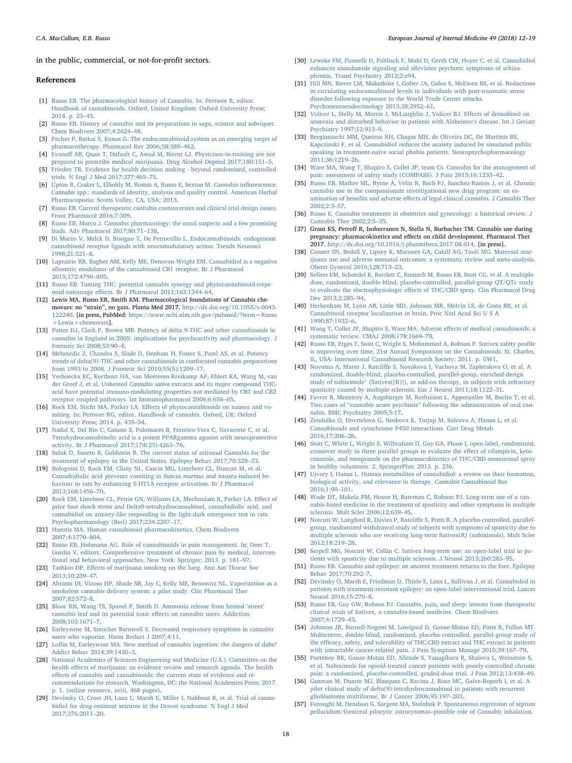in the public, commercial, or not-for-profit sectors.

## References

[1] Russo EB. The pharmacological history of Cannabis. In: Pertwee R, editor. Handbook of cannabinoids. Oxford, United Kingdom: Oxford University Press; 2014. p. 23–43.

[2] Russo EB. History of cannabis and its preparations in saga, science and sobriquet. Chem Biodivers 2007;4:2624–48.

[3] Pacher P, Batkai S, Kunos G. The endocannabinoid system as an emerging target of pharmacotherapy. Pharmacol Rev 2006;58:389–462.

[4] Evanoff AB, Quan T, Dufault C, Awad M, Bierut LJ. Physicians-in-training are not prepared to prescribe medical marijuana. Drug Alcohol Depend 2017;180:151–5.

[5] Frieden TR. Evidence for health decision making - beyond randomized, controlled trials. N Engl J Med 2017;377:465–75.

[6] Upton R, Craker L, ElSohly M, Romm A, Russo E, Sexton M. Cannabis inflorescence: *Cannabis* spp.: standards of identity, analysis and quality control. American Herbal Pharmacopoeia: Scotts Valley, CA, USA; 2013.

[7] Russo EB. Current therapeutic cannabis controversies and clinical trial design issues. Front Pharmacol 2016;7:309.

[8] Russo EB, Marcu J. Cannabis pharmacology: the usual suspects and a few promising leads. Adv Pharmacol 2017;80:71–138.

[9] Di Marzo V, Melck D, Bisogno T, De Petrocellis L. Endocannabinoids: endogenous cannabinoid receptor ligands with neuromodulatory action. Trends Neurosci 1998;21:521–8.

[10] Laprairie RB, Bagher AM, Kelly ME, Denovan-Wright EM. Cannabidiol is a negative allosteric modulator of the cannabinoid CB1 receptor. Br J Pharmacol 2015;172:4790–805.

[11] Russo EB. Taming THC: potential cannabis synergy and phytocannabinoid-terpenoid entourage effects. Br J Pharmacol 2011;163:1344–64.

[12] Lewis MA, Russo EB, Smith KM. Pharmacological foundations of Cannabis chemovars: no "strain", no gain. Planta Med 2017. http://dx.doi.org/10.1055/s-0043-122240. [in press, PubMed: https://www.ncbi.nlm.nih.gov/pubmed/?term=Russo+Lewis+chemovars].

[13] Potter DJ, Clark P, Brown MB. Potency of delta 9-THC and other cannabinoids in cannabis in England in 2005: implications for psychoactivity and pharmacology. J Forensic Sci 2008;53:90–4.

[14] Mehmedic Z, Chandra S, Slade D, Denham H, Foster S, Patel AS, et al. Potency trends of delta(9)-THC and other cannabinoids in confiscated cannabis preparations from 1993 to 2008. J Forensic Sci 2010;55(5):1209–17.

[15] Verhoeckx KC, Korthout HA, van Meeteren-Kreikamp AP, Ehlert KA, Wang M, van der Greef J, et al. Unheated *Cannabis sativa* extracts and its major compound THC-acid have potential immuno-modulating properties not mediated by CB1 and CB2 receptor coupled pathways. Int Immunopharmacol 2006;6:656–65.

[16] Rock EM, Sticht MA, Parker LA. Effects of phytocannabinoids on nausea and vomiting. In: Pertwee RG, editor. Handbook of cannabis. Oxford, UK: Oxford University Press; 2014. p. 435–54.

[17] Nadal X, Del Rio C, Casano S, Palomares B, Ferreiro-Vera C, Navarrete C, et al. Tetrahydrocannabinolic acid is a potent PPARgamma agonist with neuroprotective activity. Br J Pharmacol 2017;174(23):4263–76.

[18] Sulak D, Saneto R, Goldstein B. The current status of artisanal Cannabis for the treatment of epilepsy in the United States. Epilepsy Behav 2017;70:328–33.

[19] Bolognini D, Rock EM, Cluny NL, Cascio MG, Limebeer CL, Duncan M, et al. Cannabidiolic acid prevents vomiting in *Suncus murinus* and nausea-induced behaviour in rats by enhancing 5-HT1A receptor activation. Br J Pharmacol 2013;168:1456–70.

[20] Rock EM, Limebeer CL, Petrie GN, Williams LA, Mechoulam R, Parker LA. Effect of prior foot shock stress and Delta9-tetrahydrocannabinol, cannabidiolic acid, and cannabidiol on anxiety-like responding in the light-dark emergence test in rats. Psychopharmacology (Berl) 2017;234:2207–17.

[21] Huestis MA. Human cannabinoid pharmacokinetics. Chem Biodivers 2007;4:1770–804.

[22] Russo EB, Hohmann AG. Role of cannabinoids in pain management. In: Deer T, Gordin V, editors. Comprehensive treatment of chronic pain by medical, interventional and behavioral approaches. New York: Springer; 2013. p. 181–97.

[23] Tashkin DP. Effects of marijuana smoking on the lung. Ann Am Thorac Soc 2013;10:239–47.

[24] Abrams DI, Vizoso HP, Shade SB, Jay C, Kelly ME, Benowitz NL. Vaporization as a smokeless cannabis delivery system: a pilot study. Clin Pharmacol Ther 2007;82:572–8.

[25] Bloor RN, Wang TS, Spanel P, Smith D. Ammonia release from heated 'street' cannabis leaf and its potential toxic effects on cannabis users. Addiction 2008;103:1671–7.

[26] Earleywine M, Smucker Barnwell S. Decreased respiratory symptoms in cannabis users who vaporize. Harm Reduct J 2007;4:11.

[27] Loflin M, Earleywine M. New method of cannabis ingestion: the dangers of dabs? Addict Behav 2014;39:1430–3.

[28] National Academies of Sciences Engineering and Medicine (U.S.). Committee on the health effects of marijuana: an evidence review and research agenda. The health effects of cannabis and cannabinoids: the current state of evidence and recommendations for research. Washington, DC: the National Academies Press; 2017. p. 1. (online resource, xviii, 468 pages).

[29] Devinsky O, Cross JH, Laux L, Marsh E, Miller I, Nabbout R, et al. Trial of cannabidiol for drug-resistant seizures in the Dravet syndrome. N Engl J Med 2017;376:2011–20.

[30] Leweke FM, Piomelli D, Pahlisch F, Muhl D, Gerth CW, Hoyer C, et al. Cannabidiol enhances anandamide signaling and alleviates psychotic symptoms of schizophrenia. Transl Psychiatry 2012;2:e94.

[31] Hill MN, Bierer LM, Makotkine I, Golier JA, Galea S, McEwen BS, et al. Reductions in circulating endocannabinoid levels in individuals with post-traumatic stress disorder following exposure to the World Trade Center attacks. Psychoneuroendocrinology 2013;38:2952–61.

[32] Volicer L, Stelly M, Morris J, McLaughlin J, Volicer BJ. Effects of dronabinol on anorexia and disturbed behavior in patients with Alzheimer's disease. Int J Geriatr Psychiatry 1997;12:913–9.

[33] Bergamaschi MM, Queiroz RH, Chagas MH, de Oliveira DC, De Martinis BS, Kapczinski F, et al. Cannabidiol reduces the anxiety induced by simulated public speaking in treatment-naive social phobia patients. Neuropsychopharmacology 2011;36:1219–26.

[34] Ware MA, Wang T, Shapiro S, Collet JP, team Cs. Cannabis for the management of pain: assessment of safety study (COMPASS). J Pain 2015;16:1233–42.

[35] Russo EB, Mathre ML, Byrne A, Velin R, Bach PJ, Sanchez-Ramos J, et al. Chronic cannabis use in the compassionate investigational new drug program: an examination of benefits and adverse effects of legal clinical cannabis. J Cannabis Ther 2002;2:3–57.

[36] Russo E. Cannabis treatments in obstetrics and gynecology: a historical review. J Cannabis Ther 2002;2:5–35.

[37] Grant KS, Petroff R, Isoherranen N, Stella N, Burbacher TM. Cannabis use during pregnancy: pharmacokinetics and effects on child development. Pharmacol Ther 2017. http://dx.doi.org/10.1016/j.pharmthera.2017.08.014. [in press].

[38] Conner SN, Bedell V, Lipsey K, Macones GA, Cahill AG, Tuuli MG. Maternal marijuana use and adverse neonatal outcomes: a systematic review and meta-analysis. Obstet Gynecol 2016;128:713–23.

[39] Sellers EM, Schoedel K, Bartlett C, Romach M, Russo EB, Stott CG, et al. A multiple-dose, randomized, double-blind, placebo-controlled, parallel-group QT/QTc study to evaluate the electrophysiologic effects of THC/CBD spray. Clin Pharmacol Drug Dev 2013;2:285–94.

[40] Herkenham M, Lynn AB, Little MD, Johnson MR, Melvin LS, de Costa BR, et al. Cannabinoid receptor localization in brain. Proc Natl Acad Sci U S A 1990;87:1932–6.

[41] Wang T, Collet JP, Shapiro S, Ware MA. Adverse effects of medical cannabinoids: a systematic review. CMAJ 2008;178:1669–78.

[42] Russo EB, Etges T, Stott C, Wright S, Mohammed A, Robson P. Sativex safety profile is improving over time. 21st Annual Symposium on the Cannabinoids. St. Charles, IL, USA: International Cannabinoid Research Society; 2011. p. GW1.

[43] Novotna A, Mares J, Ratcliffe S, Novakova I, Vachova M, Zapletalova O, et al. A randomized, double-blind, placebo-controlled, parallel-group, enriched-design study of nabiximols* (Sativex((R))), as add-on therapy, in subjects with refractory spasticity caused by multiple sclerosis. Eur J Neurol 2011;18:1122–31.

[44] Favrat B, Menetrey A, Augsburger M, Rothuizen L, Appenzeller M, Buclin T, et al. Two cases of "cannabis acute psychosis" following the administration of oral cannabis. BMC Psychiatry 2005;5:17.

[45] Zendulka O, Dovrtelova G, Noskova K, Turjap M, Sulcova A, Hanus L, et al. Cannabinoids and cytochrome P450 interactions. Curr Drug Metab 2016;17:206–26.

[46] Stott C, White L, Wright S, Wilbraham D, Guy GA. Phase I, open-label, randomized, crossover study in three parallel groups to evaluate the effect of rifampicin, ketoconazole, and omeprazole on the pharmacokinetics of THC/CBD oromucosal spray in healthy volunteers. 2. SpringerPlus; 2013. p. 236.

[47] Ujvary I, Hanus L. Human metabolites of cannabidiol: a review on their formation, biological activity, and relevance in therapy. Cannabis Cannabinoid Res 2016;1:90–101.

[48] Wade DT, Makela PM, House H, Bateman C, Robson PJ. Long-term use of a cannabis-based medicine in the treatment of spasticity and other symptoms in multiple sclerosis. Mult Scler 2006;12:639–45.

[49] Notcutt W, Langford R, Davies P, Ratcliffe S, Potts R. A placebo-controlled, parallel-group, randomized withdrawal study of subjects with symptoms of spasticity due to multiple sclerosis who are receiving long-term Sativex(R) (nabiximols). Mult Scler 2012;18:219–28.

[50] Serpell MG, Notcutt W, Collin C. Sativex long-term use: an open-label trial in patients with spasticity due to multiple sclerosis. J Neurol 2013;260:285–95.

[51] Russo EB. Cannabis and epilepsy: an ancient treatment returns to the fore. Epilepsy Behav 2017;70:292–7.

[52] Devinsky O, Marsh E, Friedman D, Thiele E, Laux L, Sullivan J, et al. Cannabidiol in patients with treatment-resistant epilepsy: an open-label interventional trial. Lancet Neurol 2016;15:270–8.

[53] Russo EB, Guy GW, Robson PJ. Cannabis, pain, and sleep: lessons from therapeutic clinical trials of Sativex, a cannabis-based medicine. Chem Biodivers 2007;4:1729–43.

[54] Johnson JR, Burnell-Nugent M, Lossignol D, Ganae-Motan ED, Potts R, Fallon MT. Multicenter, double-blind, randomized, placebo-controlled, parallel-group study of the efficacy, safety, and tolerability of THC:CBD extract and THC extract in patients with intractable cancer-related pain. J Pain Symptom Manage 2010;39:167–79.

[55] Portenoy RK, Ganae-Motan ED, Allende S, Yanagihara R, Shaiova L, Weinstein S, et al. Nabiximols for opioid-treated cancer patients with poorly-controlled chronic pain: a randomized, placebo-controlled, graded-dose trial. J Pain 2012;13:438–49.

[56] Guzman M, Duarte MJ, Blazquez C, Ravina J, Rosa MC, Galve-Roperh I, et al. A pilot clinical study of delta(9)-tetrahydrocannabinol in patients with recurrent glioblastoma multiforme. Br J Cancer 2006;95:197–203.

[57] Foroughi M, Hendson G, Sargent MA, Steinbok P. Spontaneous regression of septum pellucidum/forniceal pilocytic astrocytomas–possible role of Cannabis inhalation.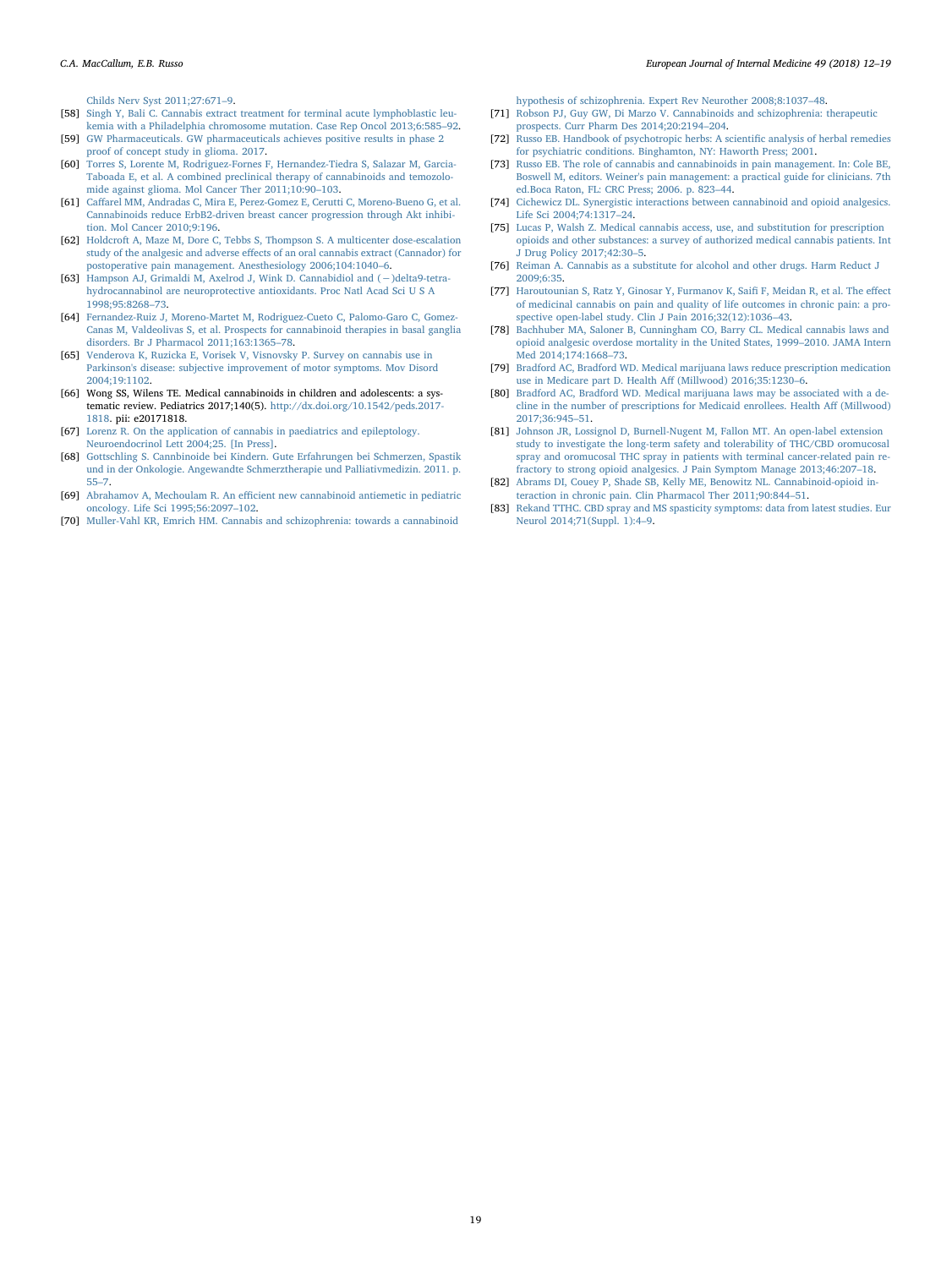Childs Nerv Syst 2011;27:671–9.

[58] Singh Y, Bali C. Cannabis extract treatment for terminal acute lymphoblastic leukemia with a Philadelphia chromosome mutation. Case Rep Oncol 2013;6:585–92.

[59] GW Pharmaceuticals. GW pharmaceuticals achieves positive results in phase 2 proof of concept study in glioma. 2017.

[60] Torres S, Lorente M, Rodriguez-Fornes F, Hernandez-Tiedra S, Salazar M, Garcia-Taboada E, et al. A combined preclinical therapy of cannabinoids and temozolomide against glioma. Mol Cancer Ther 2011;10:90–103.

[61] Caffarel MM, Andradas C, Mira E, Perez-Gomez E, Cerutti C, Moreno-Bueno G, et al. Cannabinoids reduce ErbB2-driven breast cancer progression through Akt inhibition. Mol Cancer 2010;9:196.

[62] Holdcroft A, Maze M, Dore C, Tebbs S, Thompson S. A multicenter dose-escalation study of the analgesic and adverse effects of an oral cannabis extract (Cannador) for postoperative pain management. Anesthesiology 2006;104:1040–6.

[63] Hampson AJ, Grimaldi M, Axelrod J, Wink D. Cannabidiol and (−)delta9-tetrahydrocannabinol are neuroprotective antioxidants. Proc Natl Acad Sci U S A 1998;95:8268–73.

[64] Fernandez-Ruiz J, Moreno-Martet M, Rodriguez-Cueto C, Palomo-Garo C, Gomez-Canas M, Valdeolivas S, et al. Prospects for cannabinoid therapies in basal ganglia disorders. Br J Pharmacol 2011;163:1365–78.

[65] Venderova K, Ruzicka E, Vorisek V, Visnovsky P. Survey on cannabis use in Parkinson's disease: subjective improvement of motor symptoms. Mov Disord 2004;19:1102.

[66] Wong SS, Wilens TE. Medical cannabinoids in children and adolescents: a systematic review. Pediatrics 2017;140(5). http://dx.doi.org/10.1542/peds.2017-1818. pii: e20171818.

[67] Lorenz R. On the application of cannabis in paediatrics and epileptology. Neuroendocrinol Lett 2004;25. [In Press].

[68] Gottschling S. Cannbinoide bei Kindern. Gute Erfahrungen bei Schmerzen, Spastik und in der Onkologie. Angewandte Schmerztherapie und Palliativmedizin. 2011. p. 55–7.

[69] Abrahamov A, Mechoulam R. An efficient new cannabinoid antiemetic in pediatric oncology. Life Sci 1995;56:2097–102.

[70] Muller-Vahl KR, Emrich HM. Cannabis and schizophrenia: towards a cannabinoid hypothesis of schizophrenia. Expert Rev Neurother 2008;8:1037–48.

[71] Robson PJ, Guy GW, Di Marzo V. Cannabinoids and schizophrenia: therapeutic prospects. Curr Pharm Des 2014;20:2194–204.

[72] Russo EB. Handbook of psychotropic herbs: A scientific analysis of herbal remedies for psychiatric conditions. Binghamton, NY: Haworth Press; 2001.

[73] Russo EB. The role of cannabis and cannabinoids in pain management. In: Cole BE, Boswell M, editors. Weiner's pain management: a practical guide for clinicians. 7th ed.Boca Raton, FL: CRC Press; 2006. p. 823–44.

[74] Cichewicz DL. Synergistic interactions between cannabinoid and opioid analgesics. Life Sci 2004;74:1317–24.

[75] Lucas P, Walsh Z. Medical cannabis access, use, and substitution for prescription opioids and other substances: a survey of authorized medical cannabis patients. Int J Drug Policy 2017;42:30–5.

[76] Reiman A. Cannabis as a substitute for alcohol and other drugs. Harm Reduct J 2009;6:35.

[77] Haroutounian S, Ratz Y, Ginosar Y, Furmanov K, Saifi F, Meidan R, et al. The effect of medicinal cannabis on pain and quality of life outcomes in chronic pain: a prospective open-label study. Clin J Pain 2016;32(12):1036–43.

[78] Bachhuber MA, Saloner B, Cunningham CO, Barry CL. Medical cannabis laws and opioid analgesic overdose mortality in the United States, 1999–2010. JAMA Intern Med 2014;174:1668–73.

[79] Bradford AC, Bradford WD. Medical marijuana laws reduce prescription medication use in Medicare part D. Health Aff (Millwood) 2016;35:1230–6.

[80] Bradford AC, Bradford WD. Medical marijuana laws may be associated with a decline in the number of prescriptions for Medicaid enrollees. Health Aff (Millwood) 2017;36:945–51.

[81] Johnson JR, Lossignol D, Burnell-Nugent M, Fallon MT. An open-label extension study to investigate the long-term safety and tolerability of THC/CBD oromucosal spray and oromucosal THC spray in patients with terminal cancer-related pain refractory to strong opioid analgesics. J Pain Symptom Manage 2013;46:207–18.

[82] Abrams DI, Couey P, Shade SB, Kelly ME, Benowitz NL. Cannabinoid-opioid interaction in chronic pain. Clin Pharmacol Ther 2011;90:844–51.

[83] Rekand TTHC. CBD spray and MS spasticity symptoms: data from latest studies. Eur Neurol 2014;71(Suppl. 1):4–9.